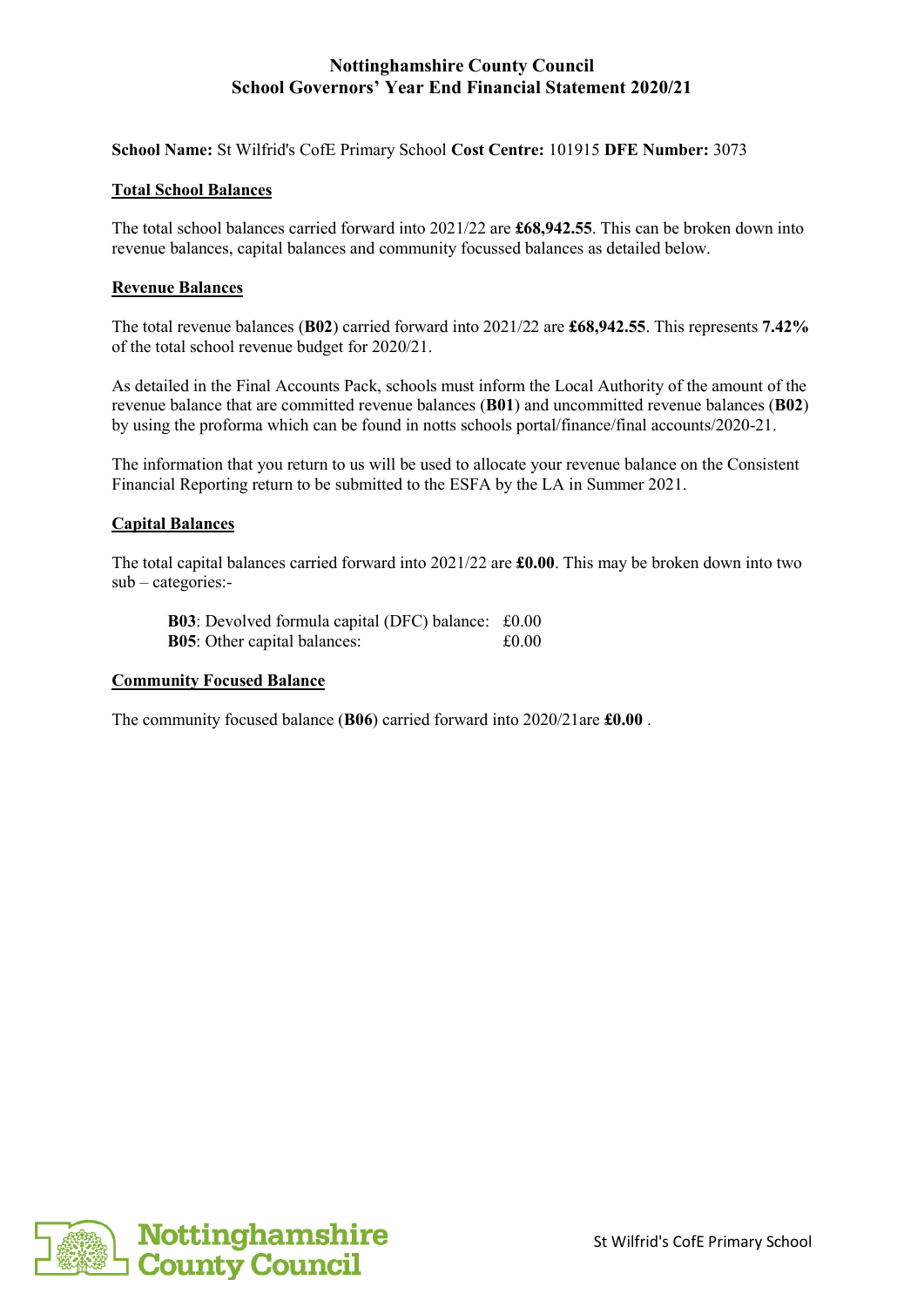# Nottinghamshire County Council
## School Governors' Year End Financial Statement 2020/21

**School Name:** St Wilfrid's CofE Primary School **Cost Centre:** 101915 **DFE Number:** 3073

### Total School Balances

The total school balances carried forward into 2021/22 are **£68,942.55**. This can be broken down into revenue balances, capital balances and community focussed balances as detailed below.

### Revenue Balances

The total revenue balances (**B02**) carried forward into 2021/22 are **£68,942.55**. This represents **7.42%** of the total school revenue budget for 2020/21.

As detailed in the Final Accounts Pack, schools must inform the Local Authority of the amount of the revenue balance that are committed revenue balances (**B01**) and uncommitted revenue balances (**B02**) by using the proforma which can be found in notts schools portal/finance/final accounts/2020-21.

The information that you return to us will be used to allocate your revenue balance on the Consistent Financial Reporting return to be submitted to the ESFA by the LA in Summer 2021.

### Capital Balances

The total capital balances carried forward into 2021/22 are **£0.00**. This may be broken down into two sub – categories:-

**B03**: Devolved formula capital (DFC) balance: £0.00
**B05**: Other capital balances: £0.00

### Community Focused Balance

The community focused balance (**B06**) carried forward into 2020/21are **£0.00** .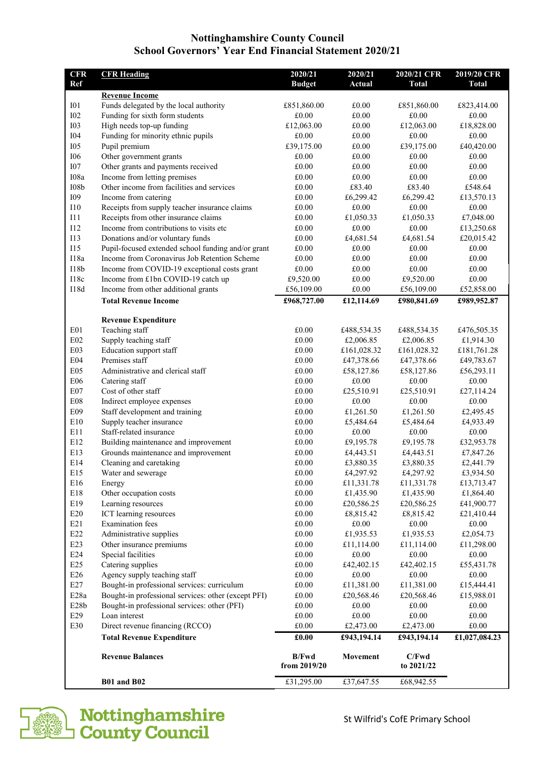# Nottinghamshire County Council
## School Governors' Year End Financial Statement 2020/21

| CFR Ref | CFR Heading | 2020/21 Budget | 2020/21 Actual | 2020/21 CFR Total | 2019/20 CFR Total |
|---|---|---|---|---|---|
| | **Revenue Income** | | | | |
| I01 | Funds delegated by the local authority | £851,860.00 | £0.00 | £851,860.00 | £823,414.00 |
| I02 | Funding for sixth form students | £0.00 | £0.00 | £0.00 | £0.00 |
| I03 | High needs top-up funding | £12,063.00 | £0.00 | £12,063.00 | £18,828.00 |
| I04 | Funding for minority ethnic pupils | £0.00 | £0.00 | £0.00 | £0.00 |
| I05 | Pupil premium | £39,175.00 | £0.00 | £39,175.00 | £40,420.00 |
| I06 | Other government grants | £0.00 | £0.00 | £0.00 | £0.00 |
| I07 | Other grants and payments received | £0.00 | £0.00 | £0.00 | £0.00 |
| I08a | Income from letting premises | £0.00 | £0.00 | £0.00 | £0.00 |
| I08b | Other income from facilities and services | £0.00 | £83.40 | £83.40 | £548.64 |
| I09 | Income from catering | £0.00 | £6,299.42 | £6,299.42 | £13,570.13 |
| I10 | Receipts from supply teacher insurance claims | £0.00 | £0.00 | £0.00 | £0.00 |
| I11 | Receipts from other insurance claims | £0.00 | £1,050.33 | £1,050.33 | £7,048.00 |
| I12 | Income from contributions to visits etc | £0.00 | £0.00 | £0.00 | £13,250.68 |
| I13 | Donations and/or voluntary funds | £0.00 | £4,681.54 | £4,681.54 | £20,015.42 |
| I15 | Pupil-focused extended school funding and/or grant | £0.00 | £0.00 | £0.00 | £0.00 |
| I18a | Income from Coronavirus Job Retention Scheme | £0.00 | £0.00 | £0.00 | £0.00 |
| I18b | Income from COVID-19 exceptional costs grant | £0.00 | £0.00 | £0.00 | £0.00 |
| I18c | Income from £1bn COVID-19 catch up | £9,520.00 | £0.00 | £9,520.00 | £0.00 |
| I18d | Income from other additional grants | £56,109.00 | £0.00 | £56,109.00 | £52,858.00 |
| | **Total Revenue Income** | **£968,727.00** | **£12,114.69** | **£980,841.69** | **£989,952.87** |
| | **Revenue Expenditure** | | | | |
| E01 | Teaching staff | £0.00 | £488,534.35 | £488,534.35 | £476,505.35 |
| E02 | Supply teaching staff | £0.00 | £2,006.85 | £2,006.85 | £1,914.30 |
| E03 | Education support staff | £0.00 | £161,028.32 | £161,028.32 | £181,761.28 |
| E04 | Premises staff | £0.00 | £47,378.66 | £47,378.66 | £49,783.67 |
| E05 | Administrative and clerical staff | £0.00 | £58,127.86 | £58,127.86 | £56,293.11 |
| E06 | Catering staff | £0.00 | £0.00 | £0.00 | £0.00 |
| E07 | Cost of other staff | £0.00 | £25,510.91 | £25,510.91 | £27,114.24 |
| E08 | Indirect employee expenses | £0.00 | £0.00 | £0.00 | £0.00 |
| E09 | Staff development and training | £0.00 | £1,261.50 | £1,261.50 | £2,495.45 |
| E10 | Supply teacher insurance | £0.00 | £5,484.64 | £5,484.64 | £4,933.49 |
| E11 | Staff-related insurance | £0.00 | £0.00 | £0.00 | £0.00 |
| E12 | Building maintenance and improvement | £0.00 | £9,195.78 | £9,195.78 | £32,953.78 |
| E13 | Grounds maintenance and improvement | £0.00 | £4,443.51 | £4,443.51 | £7,847.26 |
| E14 | Cleaning and caretaking | £0.00 | £3,880.35 | £3,880.35 | £2,441.79 |
| E15 | Water and sewerage | £0.00 | £4,297.92 | £4,297.92 | £3,934.50 |
| E16 | Energy | £0.00 | £11,331.78 | £11,331.78 | £13,713.47 |
| E18 | Other occupation costs | £0.00 | £1,435.90 | £1,435.90 | £1,864.40 |
| E19 | Learning resources | £0.00 | £20,586.25 | £20,586.25 | £41,900.77 |
| E20 | ICT learning resources | £0.00 | £8,815.42 | £8,815.42 | £21,410.44 |
| E21 | Examination fees | £0.00 | £0.00 | £0.00 | £0.00 |
| E22 | Administrative supplies | £0.00 | £1,935.53 | £1,935.53 | £2,054.73 |
| E23 | Other insurance premiums | £0.00 | £11,114.00 | £11,114.00 | £11,298.00 |
| E24 | Special facilities | £0.00 | £0.00 | £0.00 | £0.00 |
| E25 | Catering supplies | £0.00 | £42,402.15 | £42,402.15 | £55,431.78 |
| E26 | Agency supply teaching staff | £0.00 | £0.00 | £0.00 | £0.00 |
| E27 | Bought-in professional services: curriculum | £0.00 | £11,381.00 | £11,381.00 | £15,444.41 |
| E28a | Bought-in professional services: other (except PFI) | £0.00 | £20,568.46 | £20,568.46 | £15,988.01 |
| E28b | Bought-in professional services: other (PFI) | £0.00 | £0.00 | £0.00 | £0.00 |
| E29 | Loan interest | £0.00 | £0.00 | £0.00 | £0.00 |
| E30 | Direct revenue financing (RCCO) | £0.00 | £2,473.00 | £2,473.00 | £0.00 |
| | **Total Revenue Expenditure** | **£0.00** | **£943,194.14** | **£943,194.14** | **£1,027,084.23** |
| | **Revenue Balances** | **B/Fwd from 2019/20** | **Movement** | **C/Fwd to 2021/22** | |
| | **B01 and B02** | £31,295.00 | £37,647.55 | £68,942.55 | |

St Wilfrid's CofE Primary School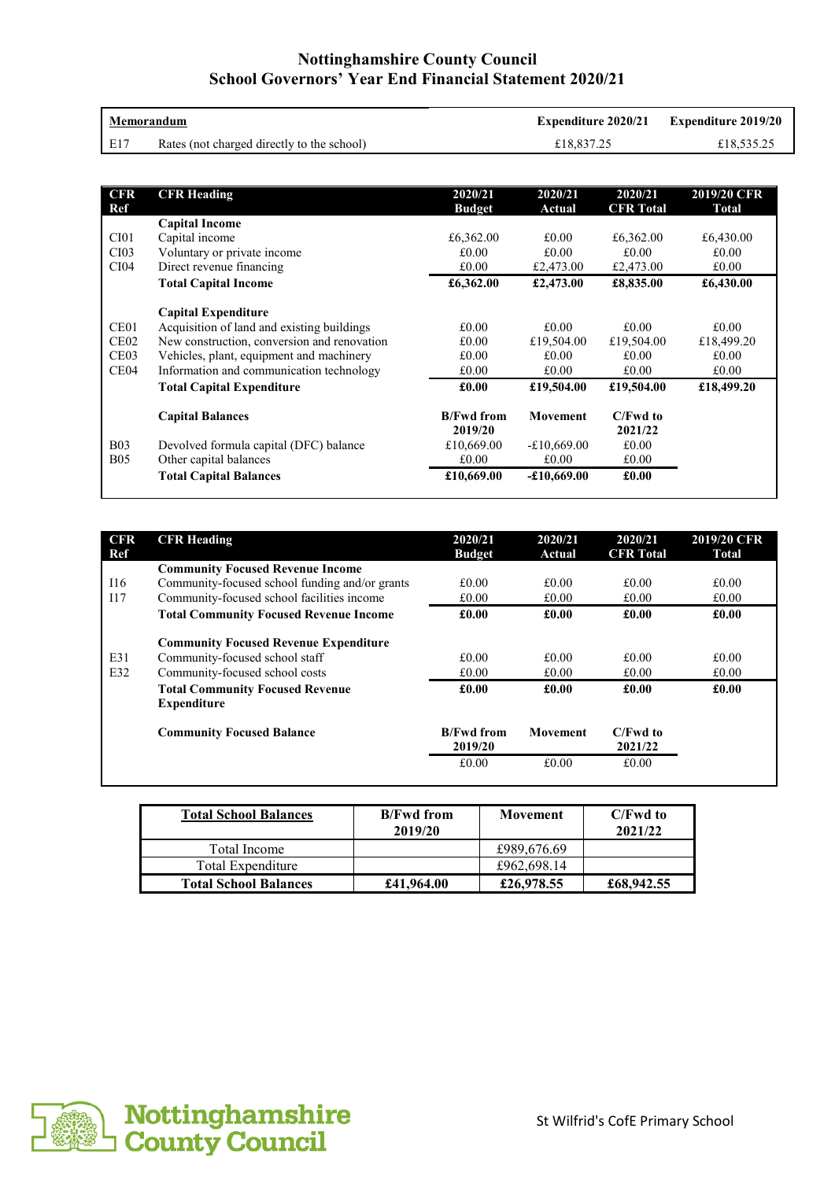## Nottinghamshire County Council
## School Governors' Year End Financial Statement 2020/21

| Memorandum | | Expenditure 2020/21 | Expenditure 2019/20 |
|---|---|---|---|
| E17 | Rates (not charged directly to the school) | £18,837.25 | £18,535.25 |

| CFR Ref | CFR Heading | 2020/21 Budget | 2020/21 Actual | 2020/21 CFR Total | 2019/20 CFR Total |
|---|---|---|---|---|---|
| | **Capital Income** | | | | |
| CI01 | Capital income | £6,362.00 | £0.00 | £6,362.00 | £6,430.00 |
| CI03 | Voluntary or private income | £0.00 | £0.00 | £0.00 | £0.00 |
| CI04 | Direct revenue financing | £0.00 | £2,473.00 | £2,473.00 | £0.00 |
| | **Total Capital Income** | **£6,362.00** | **£2,473.00** | **£8,835.00** | **£6,430.00** |
| | **Capital Expenditure** | | | | |
| CE01 | Acquisition of land and existing buildings | £0.00 | £0.00 | £0.00 | £0.00 |
| CE02 | New construction, conversion and renovation | £0.00 | £19,504.00 | £19,504.00 | £18,499.20 |
| CE03 | Vehicles, plant, equipment and machinery | £0.00 | £0.00 | £0.00 | £0.00 |
| CE04 | Information and communication technology | £0.00 | £0.00 | £0.00 | £0.00 |
| | **Total Capital Expenditure** | **£0.00** | **£19,504.00** | **£19,504.00** | **£18,499.20** |
| | **Capital Balances** | **B/Fwd from 2019/20** | **Movement** | **C/Fwd to 2021/22** | |
| B03 | Devolved formula capital (DFC) balance | £10,669.00 | -£10,669.00 | £0.00 | |
| B05 | Other capital balances | £0.00 | £0.00 | £0.00 | |
| | **Total Capital Balances** | **£10,669.00** | **-£10,669.00** | **£0.00** | |

| CFR Ref | CFR Heading | 2020/21 Budget | 2020/21 Actual | 2020/21 CFR Total | 2019/20 CFR Total |
|---|---|---|---|---|---|
| | **Community Focused Revenue Income** | | | | |
| I16 | Community-focused school funding and/or grants | £0.00 | £0.00 | £0.00 | £0.00 |
| I17 | Community-focused school facilities income | £0.00 | £0.00 | £0.00 | £0.00 |
| | **Total Community Focused Revenue Income** | **£0.00** | **£0.00** | **£0.00** | **£0.00** |
| | **Community Focused Revenue Expenditure** | | | | |
| E31 | Community-focused school staff | £0.00 | £0.00 | £0.00 | £0.00 |
| E32 | Community-focused school costs | £0.00 | £0.00 | £0.00 | £0.00 |
| | **Total Community Focused Revenue Expenditure** | **£0.00** | **£0.00** | **£0.00** | **£0.00** |
| | **Community Focused Balance** | **B/Fwd from 2019/20** | **Movement** | **C/Fwd to 2021/22** | |
| | | £0.00 | £0.00 | £0.00 | |

| Total School Balances | B/Fwd from 2019/20 | Movement | C/Fwd to 2021/22 |
|---|---|---|---|
| Total Income | | £989,676.69 | |
| Total Expenditure | | £962,698.14 | |
| **Total School Balances** | **£41,964.00** | **£26,978.55** | **£68,942.55** |

Nottinghamshire County Council

St Wilfrid's CofE Primary School